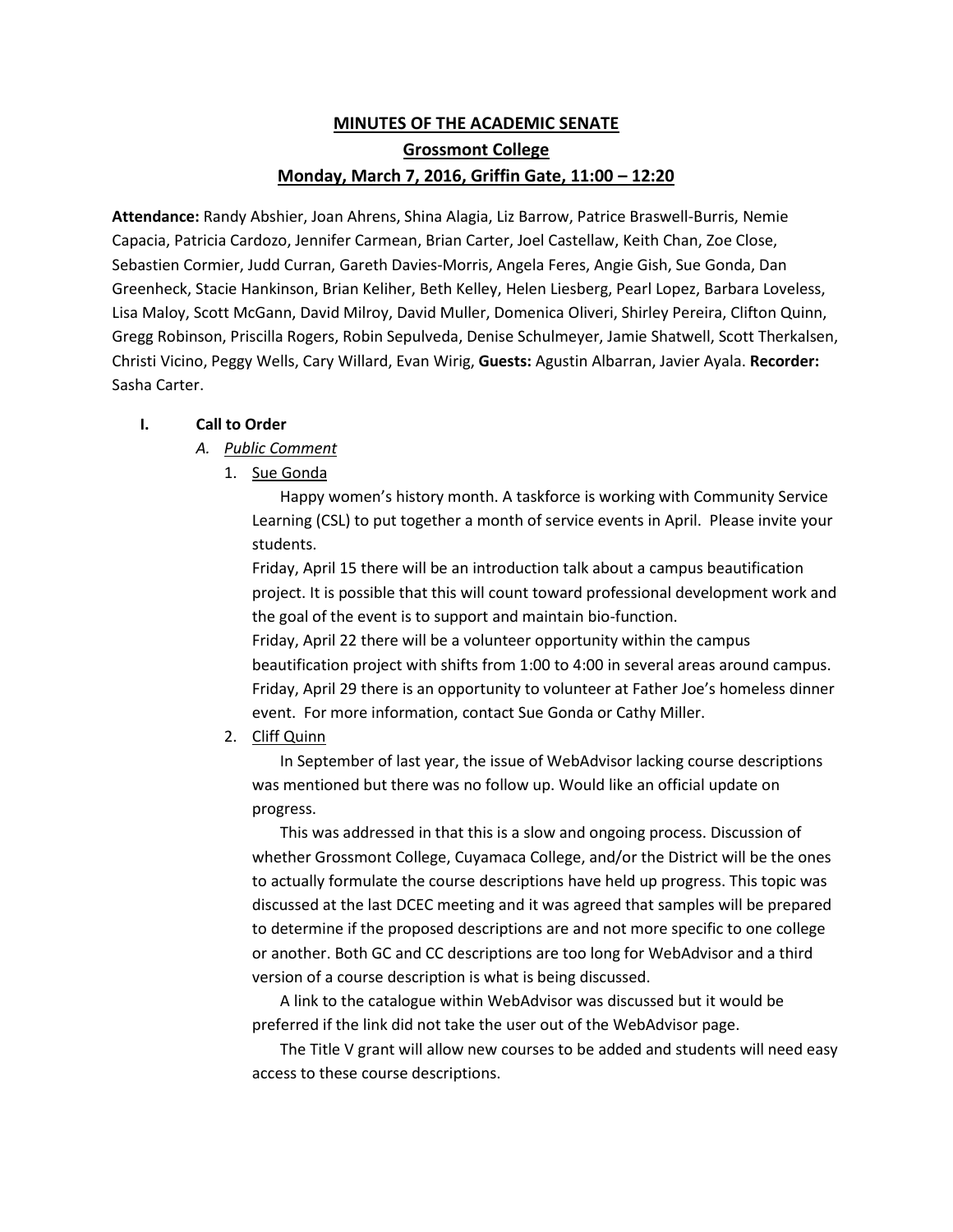# MINUTES OF THE ACADEMIC SENATE

## Grossmont College

## Monday, March 7, 2016, Griffin Gate, 11:00 – 12:20

**Attendance:** Randy Abshier, Joan Ahrens, Shina Alagia, Liz Barrow, Patrice Braswell-Burris, Nemie Capacia, Patricia Cardozo, Jennifer Carmean, Brian Carter, Joel Castellaw, Keith Chan, Zoe Close, Sebastien Cormier, Judd Curran, Gareth Davies-Morris, Angela Feres, Angie Gish, Sue Gonda, Dan Greenheck, Stacie Hankinson, Brian Keliher, Beth Kelley, Helen Liesberg, Pearl Lopez, Barbara Loveless, Lisa Maloy, Scott McGann, David Milroy, David Muller, Domenica Oliveri, Shirley Pereira, Clifton Quinn, Gregg Robinson, Priscilla Rogers, Robin Sepulveda, Denise Schulmeyer, Jamie Shatwell, Scott Therkalsen, Christi Vicino, Peggy Wells, Cary Willard, Evan Wirig, **Guests:** Agustin Albarran, Javier Ayala. **Recorder:** Sasha Carter.

**I. Call to Order**

*A. Public Comment*

1. Sue Gonda

Happy women's history month. A taskforce is working with Community Service Learning (CSL) to put together a month of service events in April. Please invite your students.

Friday, April 15 there will be an introduction talk about a campus beautification project. It is possible that this will count toward professional development work and the goal of the event is to support and maintain bio-function.

Friday, April 22 there will be a volunteer opportunity within the campus beautification project with shifts from 1:00 to 4:00 in several areas around campus.

Friday, April 29 there is an opportunity to volunteer at Father Joe's homeless dinner event. For more information, contact Sue Gonda or Cathy Miller.

2. Cliff Quinn

In September of last year, the issue of WebAdvisor lacking course descriptions was mentioned but there was no follow up. Would like an official update on progress.

This was addressed in that this is a slow and ongoing process. Discussion of whether Grossmont College, Cuyamaca College, and/or the District will be the ones to actually formulate the course descriptions have held up progress. This topic was discussed at the last DCEC meeting and it was agreed that samples will be prepared to determine if the proposed descriptions are and not more specific to one college or another. Both GC and CC descriptions are too long for WebAdvisor and a third version of a course description is what is being discussed.

A link to the catalogue within WebAdvisor was discussed but it would be preferred if the link did not take the user out of the WebAdvisor page.

The Title V grant will allow new courses to be added and students will need easy access to these course descriptions.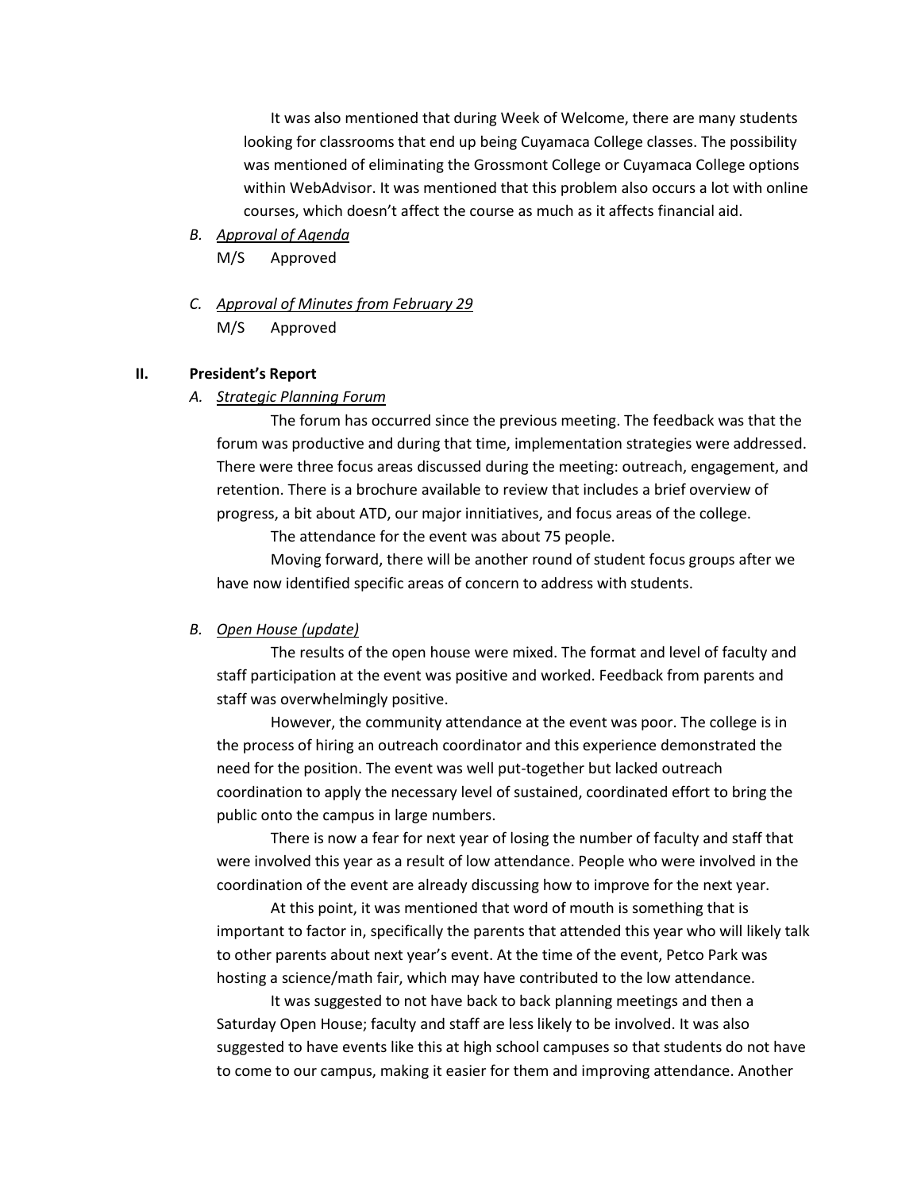It was also mentioned that during Week of Welcome, there are many students looking for classrooms that end up being Cuyamaca College classes. The possibility was mentioned of eliminating the Grossmont College or Cuyamaca College options within WebAdvisor. It was mentioned that this problem also occurs a lot with online courses, which doesn't affect the course as much as it affects financial aid.

*B.* *Approval of Agenda*

M/S Approved

*C.* *Approval of Minutes from February 29*

M/S Approved

## II. President's Report

*A.* *Strategic Planning Forum*

The forum has occurred since the previous meeting. The feedback was that the forum was productive and during that time, implementation strategies were addressed. There were three focus areas discussed during the meeting: outreach, engagement, and retention. There is a brochure available to review that includes a brief overview of progress, a bit about ATD, our major innitiatives, and focus areas of the college.

The attendance for the event was about 75 people.

Moving forward, there will be another round of student focus groups after we have now identified specific areas of concern to address with students.

*B.* *Open House (update)*

The results of the open house were mixed. The format and level of faculty and staff participation at the event was positive and worked. Feedback from parents and staff was overwhelmingly positive.

However, the community attendance at the event was poor. The college is in the process of hiring an outreach coordinator and this experience demonstrated the need for the position. The event was well put-together but lacked outreach coordination to apply the necessary level of sustained, coordinated effort to bring the public onto the campus in large numbers.

There is now a fear for next year of losing the number of faculty and staff that were involved this year as a result of low attendance. People who were involved in the coordination of the event are already discussing how to improve for the next year.

At this point, it was mentioned that word of mouth is something that is important to factor in, specifically the parents that attended this year who will likely talk to other parents about next year's event. At the time of the event, Petco Park was hosting a science/math fair, which may have contributed to the low attendance.

It was suggested to not have back to back planning meetings and then a Saturday Open House; faculty and staff are less likely to be involved. It was also suggested to have events like this at high school campuses so that students do not have to come to our campus, making it easier for them and improving attendance. Another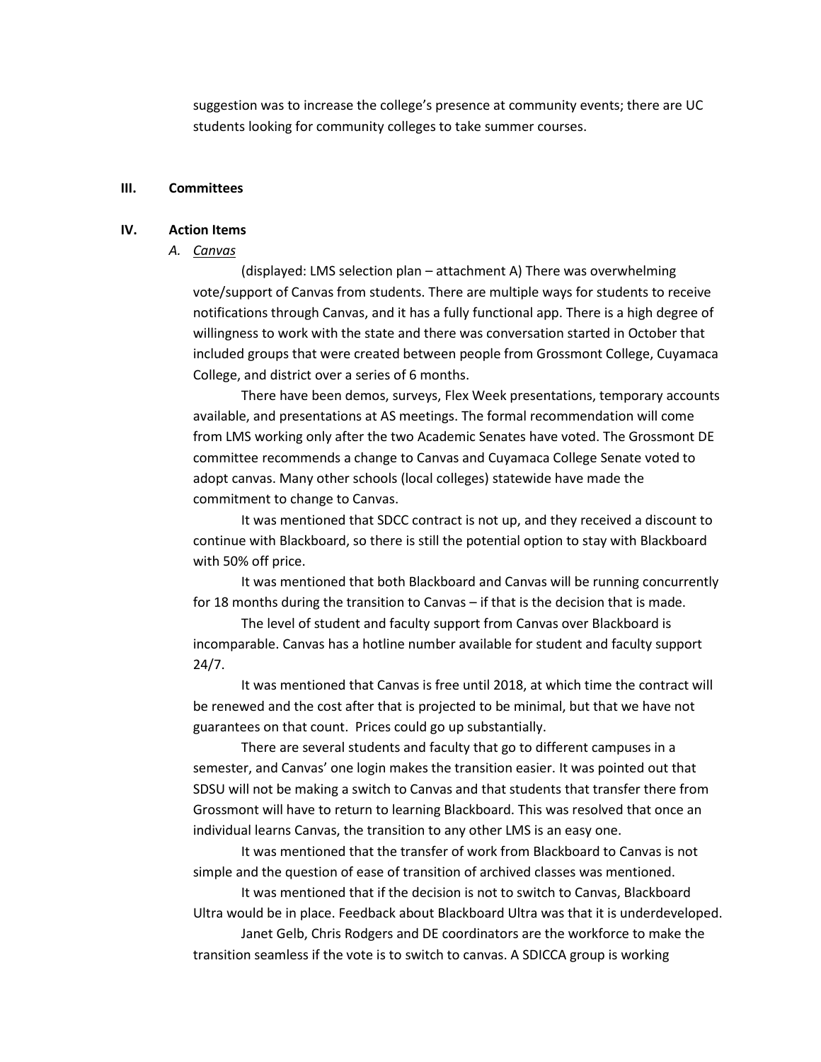suggestion was to increase the college's presence at community events; there are UC students looking for community colleges to take summer courses.

## III. Committees

## IV. Action Items

### A. *Canvas*

(displayed: LMS selection plan – attachment A) There was overwhelming vote/support of Canvas from students. There are multiple ways for students to receive notifications through Canvas, and it has a fully functional app. There is a high degree of willingness to work with the state and there was conversation started in October that included groups that were created between people from Grossmont College, Cuyamaca College, and district over a series of 6 months.

There have been demos, surveys, Flex Week presentations, temporary accounts available, and presentations at AS meetings. The formal recommendation will come from LMS working only after the two Academic Senates have voted. The Grossmont DE committee recommends a change to Canvas and Cuyamaca College Senate voted to adopt canvas. Many other schools (local colleges) statewide have made the commitment to change to Canvas.

It was mentioned that SDCC contract is not up, and they received a discount to continue with Blackboard, so there is still the potential option to stay with Blackboard with 50% off price.

It was mentioned that both Blackboard and Canvas will be running concurrently for 18 months during the transition to Canvas – if that is the decision that is made.

The level of student and faculty support from Canvas over Blackboard is incomparable. Canvas has a hotline number available for student and faculty support 24/7.

It was mentioned that Canvas is free until 2018, at which time the contract will be renewed and the cost after that is projected to be minimal, but that we have not guarantees on that count. Prices could go up substantially.

There are several students and faculty that go to different campuses in a semester, and Canvas' one login makes the transition easier. It was pointed out that SDSU will not be making a switch to Canvas and that students that transfer there from Grossmont will have to return to learning Blackboard. This was resolved that once an individual learns Canvas, the transition to any other LMS is an easy one.

It was mentioned that the transfer of work from Blackboard to Canvas is not simple and the question of ease of transition of archived classes was mentioned.

It was mentioned that if the decision is not to switch to Canvas, Blackboard Ultra would be in place. Feedback about Blackboard Ultra was that it is underdeveloped.

Janet Gelb, Chris Rodgers and DE coordinators are the workforce to make the transition seamless if the vote is to switch to canvas. A SDICCA group is working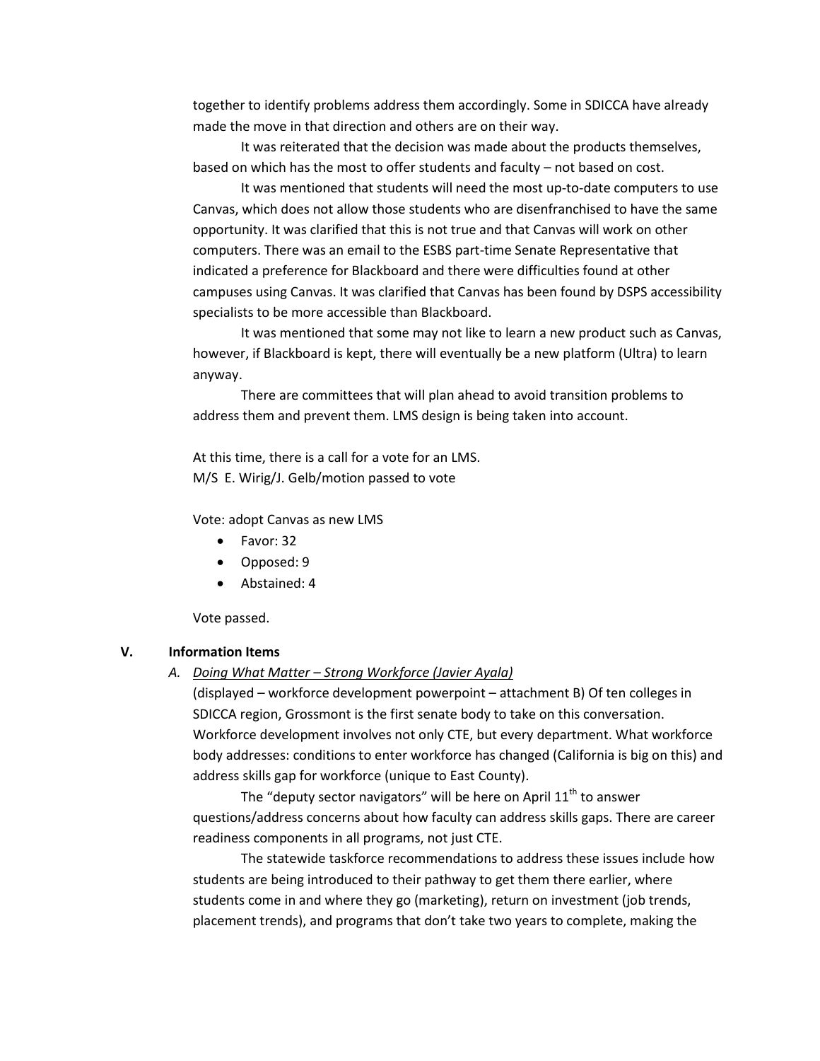together to identify problems address them accordingly. Some in SDICCA have already made the move in that direction and others are on their way.

It was reiterated that the decision was made about the products themselves, based on which has the most to offer students and faculty – not based on cost.

It was mentioned that students will need the most up-to-date computers to use Canvas, which does not allow those students who are disenfranchised to have the same opportunity. It was clarified that this is not true and that Canvas will work on other computers. There was an email to the ESBS part-time Senate Representative that indicated a preference for Blackboard and there were difficulties found at other campuses using Canvas. It was clarified that Canvas has been found by DSPS accessibility specialists to be more accessible than Blackboard.

It was mentioned that some may not like to learn a new product such as Canvas, however, if Blackboard is kept, there will eventually be a new platform (Ultra) to learn anyway.

There are committees that will plan ahead to avoid transition problems to address them and prevent them. LMS design is being taken into account.

At this time, there is a call for a vote for an LMS.
M/S E. Wirig/J. Gelb/motion passed to vote

Vote: adopt Canvas as new LMS

- Favor: 32
- Opposed: 9
- Abstained: 4

Vote passed.

## V. Information Items

*A. Doing What Matter – Strong Workforce (Javier Ayala)*

(displayed – workforce development powerpoint – attachment B) Of ten colleges in SDICCA region, Grossmont is the first senate body to take on this conversation. Workforce development involves not only CTE, but every department. What workforce body addresses: conditions to enter workforce has changed (California is big on this) and address skills gap for workforce (unique to East County).

The "deputy sector navigators" will be here on April 11th to answer questions/address concerns about how faculty can address skills gaps. There are career readiness components in all programs, not just CTE.

The statewide taskforce recommendations to address these issues include how students are being introduced to their pathway to get them there earlier, where students come in and where they go (marketing), return on investment (job trends, placement trends), and programs that don't take two years to complete, making the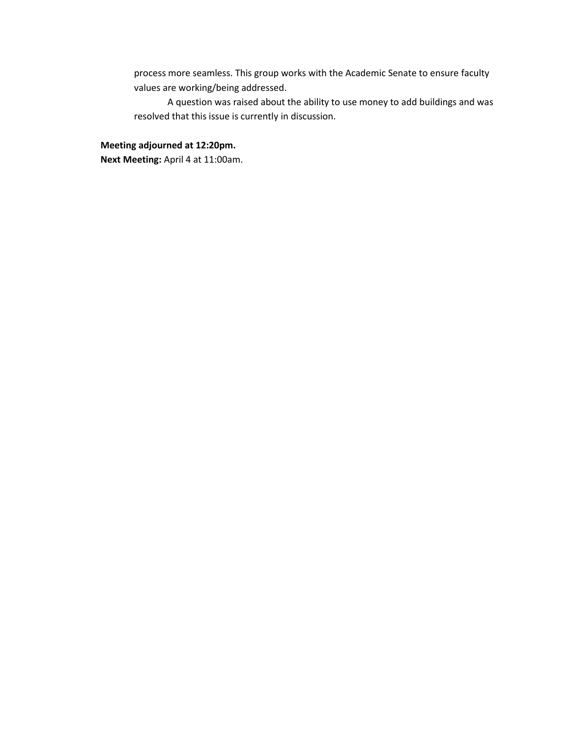process more seamless. This group works with the Academic Senate to ensure faculty values are working/being addressed.

A question was raised about the ability to use money to add buildings and was resolved that this issue is currently in discussion.

**Meeting adjourned at 12:20pm.**
**Next Meeting:** April 4 at 11:00am.